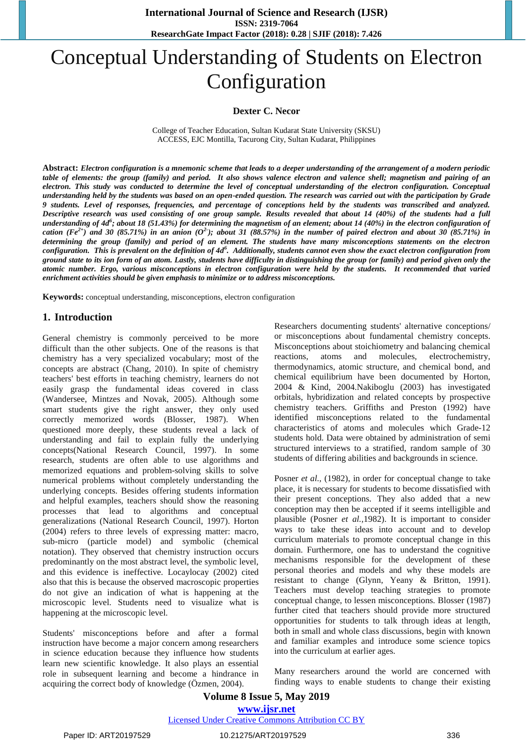# Conceptual Understanding of Students on Electron Configuration

**Dexter C. Necor**

College of Teacher Education, Sultan Kudarat State University (SKSU)
ACCESS, EJC Montilla, Tacurong City, Sultan Kudarat, Philippines

**Abstract:** ***Electron configuration is a mnemonic scheme that leads to a deeper understanding of the arrangement of a modern periodic table of elements: the group (family) and period. It also shows valence electron and valence shell; magnetism and pairing of an electron. This study was conducted to determine the level of conceptual understanding of the electron configuration. Conceptual understanding held by the students was based on an open-ended question. The research was carried out with the participation by Grade 9 students. Level of responses, frequencies, and percentage of conceptions held by the students was transcribed and analyzed. Descriptive research was used consisting of one group sample. Results revealed that about 14 (40%) of the students had a full understanding of $4d^6$; about 18 (51.43%) for determining the magnetism of an element; about 14 (40%) in the electron configuration of cation ($Fe^{2+}$) and 30 (85.71%) in an anion ($O^{2-}$); about 31 (88.57%) in the number of paired electron and about 30 (85.71%) in determining the group (family) and period of an element. The students have many misconceptions statements on the electron configuration. This is prevalent on the definition of $4d^6$. Additionally, students cannot even show the exact electron configuration from ground state to its ion form of an atom. Lastly, students have difficulty in distinguishing the group (or family) and period given only the atomic number. Ergo, various misconceptions in electron configuration were held by the students. It recommended that varied enrichment activities should be given emphasis to minimize or to address misconceptions.***

**Keywords:** conceptual understanding, misconceptions, electron configuration

## 1. Introduction

General chemistry is commonly perceived to be more difficult than the other subjects. One of the reasons is that chemistry has a very specialized vocabulary; most of the concepts are abstract (Chang, 2010). In spite of chemistry teachers' best efforts in teaching chemistry, learners do not easily grasp the fundamental ideas covered in class (Wandersee, Mintzes and Novak, 2005). Although some smart students give the right answer, they only used correctly memorized words (Blosser, 1987). When questioned more deeply, these students reveal a lack of understanding and fail to explain fully the underlying concepts(National Research Council, 1997). In some research, students are often able to use algorithms and memorized equations and problem-solving skills to solve numerical problems without completely understanding the underlying concepts. Besides offering students information and helpful examples, teachers should show the reasoning processes that lead to algorithms and conceptual generalizations (National Research Council, 1997). Horton (2004) refers to three levels of expressing matter: macro, sub-micro (particle model) and symbolic (chemical notation). They observed that chemistry instruction occurs predominantly on the most abstract level, the symbolic level, and this evidence is ineffective. Locaylocay (2002) cited also that this is because the observed macroscopic properties do not give an indication of what is happening at the microscopic level. Students need to visualize what is happening at the microscopic level.

Students' misconceptions before and after a formal instruction have become a major concern among researchers in science education because they influence how students learn new scientific knowledge. It also plays an essential role in subsequent learning and become a hindrance in acquiring the correct body of knowledge (Özmen, 2004).

Researchers documenting students' alternative conceptions/ or misconceptions about fundamental chemistry concepts. Misconceptions about stoichiometry and balancing chemical reactions, atoms and molecules, electrochemistry, thermodynamics, atomic structure, and chemical bond, and chemical equilibrium have been documented by Horton, 2004 & Kind, 2004.Nakiboglu (2003) has investigated orbitals, hybridization and related concepts by prospective chemistry teachers. Griffiths and Preston (1992) have identified misconceptions related to the fundamental characteristics of atoms and molecules which Grade-12 students hold. Data were obtained by administration of semi structured interviews to a stratified, random sample of 30 students of differing abilities and backgrounds in science.

Posner *et al.,* (1982), in order for conceptual change to take place, it is necessary for students to become dissatisfied with their present conceptions. They also added that a new conception may then be accepted if it seems intelligible and plausible (Posner *et al.,*1982). It is important to consider ways to take these ideas into account and to develop curriculum materials to promote conceptual change in this domain. Furthermore, one has to understand the cognitive mechanisms responsible for the development of these personal theories and models and why these models are resistant to change (Glynn, Yeany & Britton, 1991). Teachers must develop teaching strategies to promote conceptual change, to lessen misconceptions. Blosser (1987) further cited that teachers should provide more structured opportunities for students to talk through ideas at length, both in small and whole class discussions, begin with known and familiar examples and introduce some science topics into the curriculum at earlier ages.

Many researchers around the world are concerned with finding ways to enable students to change their existing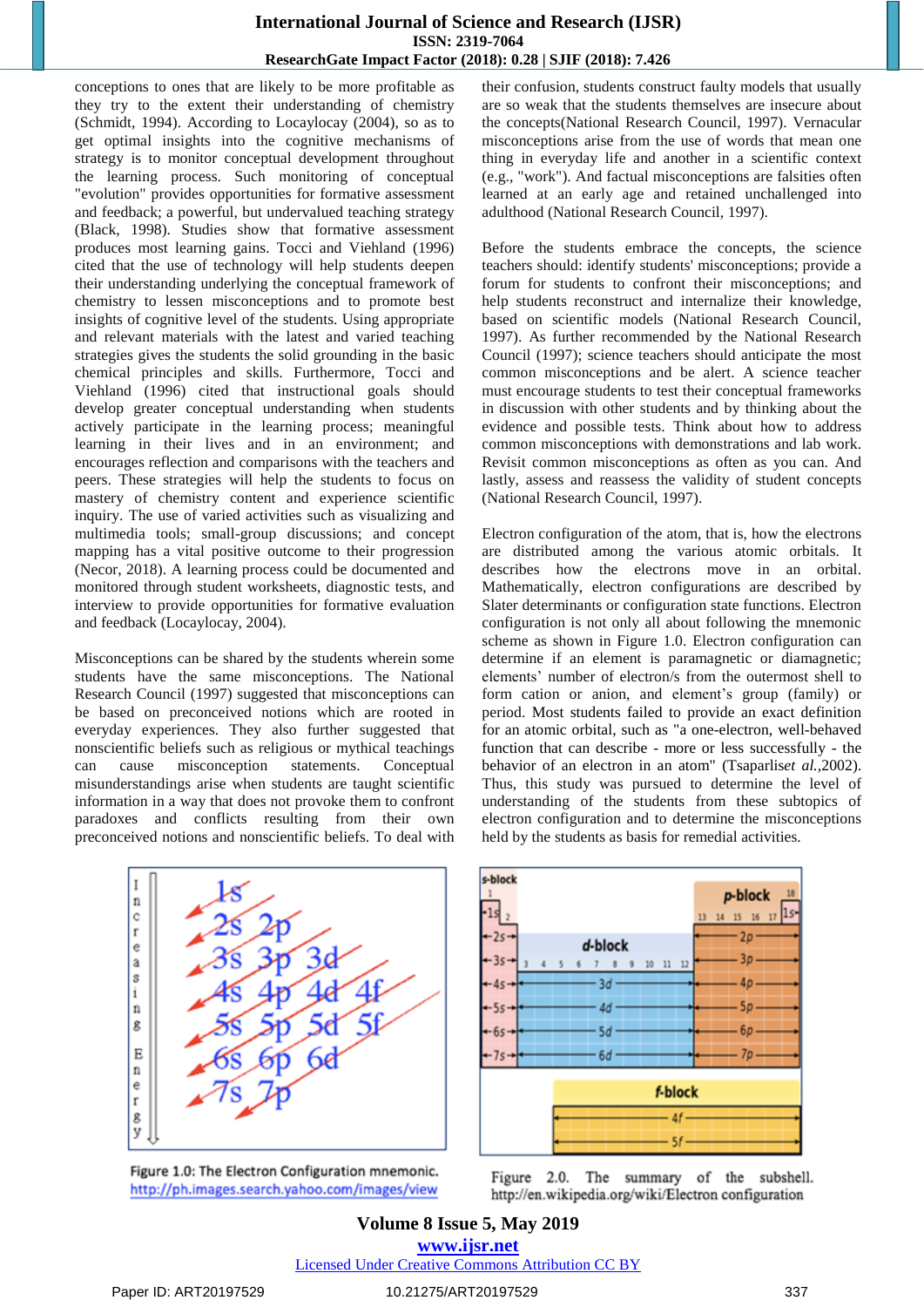conceptions to ones that are likely to be more profitable as they try to the extent their understanding of chemistry (Schmidt, 1994). According to Locaylocay (2004), so as to get optimal insights into the cognitive mechanisms of strategy is to monitor conceptual development throughout the learning process. Such monitoring of conceptual "evolution" provides opportunities for formative assessment and feedback; a powerful, but undervalued teaching strategy (Black, 1998). Studies show that formative assessment produces most learning gains. Tocci and Viehland (1996) cited that the use of technology will help students deepen their understanding underlying the conceptual framework of chemistry to lessen misconceptions and to promote best insights of cognitive level of the students. Using appropriate and relevant materials with the latest and varied teaching strategies gives the students the solid grounding in the basic chemical principles and skills. Furthermore, Tocci and Viehland (1996) cited that instructional goals should develop greater conceptual understanding when students actively participate in the learning process; meaningful learning in their lives and in an environment; and encourages reflection and comparisons with the teachers and peers. These strategies will help the students to focus on mastery of chemistry content and experience scientific inquiry. The use of varied activities such as visualizing and multimedia tools; small-group discussions; and concept mapping has a vital positive outcome to their progression (Necor, 2018). A learning process could be documented and monitored through student worksheets, diagnostic tests, and interview to provide opportunities for formative evaluation and feedback (Locaylocay, 2004).

Misconceptions can be shared by the students wherein some students have the same misconceptions. The National Research Council (1997) suggested that misconceptions can be based on preconceived notions which are rooted in everyday experiences. They also further suggested that nonscientific beliefs such as religious or mythical teachings can cause misconception statements. Conceptual misunderstandings arise when students are taught scientific information in a way that does not provoke them to confront paradoxes and conflicts resulting from their own preconceived notions and nonscientific beliefs. To deal with their confusion, students construct faulty models that usually are so weak that the students themselves are insecure about the concepts(National Research Council, 1997). Vernacular misconceptions arise from the use of words that mean one thing in everyday life and another in a scientific context (e.g., "work"). And factual misconceptions are falsities often learned at an early age and retained unchallenged into adulthood (National Research Council, 1997).

Before the students embrace the concepts, the science teachers should: identify students' misconceptions; provide a forum for students to confront their misconceptions; and help students reconstruct and internalize their knowledge, based on scientific models (National Research Council, 1997). As further recommended by the National Research Council (1997); science teachers should anticipate the most common misconceptions and be alert. A science teacher must encourage students to test their conceptual frameworks in discussion with other students and by thinking about the evidence and possible tests. Think about how to address common misconceptions with demonstrations and lab work. Revisit common misconceptions as often as you can. And lastly, assess and reassess the validity of student concepts (National Research Council, 1997).

Electron configuration of the atom, that is, how the electrons are distributed among the various atomic orbitals. It describes how the electrons move in orbital. Mathematically, electron configurations are described by Slater determinants or configuration state functions. Electron configuration is not only all about following the mnemonic scheme as shown in Figure 1.0. Electron configuration can determine if an element is paramagnetic or diamagnetic; elements' number of electron/s from the outermost shell to form cation or anion, and element's group (family) or period. Most students failed to provide an exact definition for an atomic orbital, such as "a one-electron, well-behaved function that can describe - more or less successfully - the behavior of an electron in an atom" (Tsaparlis*et al.*,2002). Thus, this study was pursued to determine the level of understanding of the students from these subtopics of electron configuration and to determine the misconceptions held by the students as basis for remedial activities.

Figure 1.0: The Electron Configuration mnemonic. http://ph.images.search.yahoo.com/images/view

Figure 2.0. The summary of the subshell. http://en.wikipedia.org/wiki/Electron configuration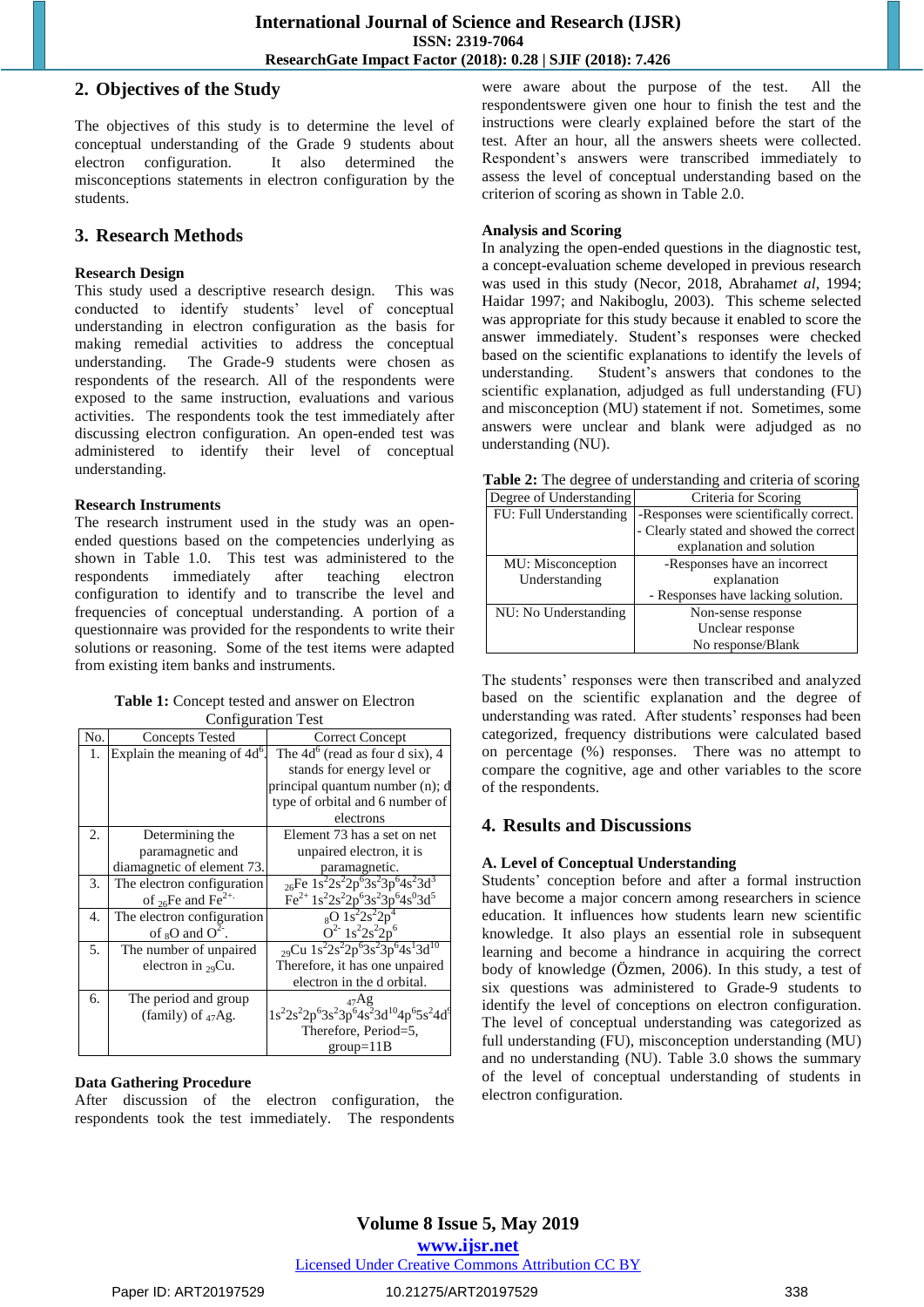## 2. Objectives of the Study

The objectives of this study is to determine the level of conceptual understanding of the Grade 9 students about electron configuration. It also determined the misconceptions statements in electron configuration by the students.

## 3. Research Methods

### Research Design

This study used a descriptive research design. This was conducted to identify students' level of conceptual understanding in electron configuration as the basis for making remedial activities to address the level of conceptual understanding. The Grade-9 students were chosen as respondents of the research. All of the respondents were exposed to the same instruction, evaluations and various activities. The respondents took the test immediately after discussing electron configuration. An open-ended test was administered to identify their level of conceptual understanding.

### Research Instruments

The research instrument used in the study was an open-ended questions based on the competencies underlying as shown in Table 1.0. This test was administered to the respondents immediately after teaching electron configuration to identify and to transcribe the level and frequencies of conceptual understanding. A portion of a questionnaire was provided for the respondents to write their solutions or reasoning. Some of the test items were adapted from existing item banks and instruments.

**Table 1:** Concept tested and answer on Electron Configuration Test

| No. | Concepts Tested | Correct Concept |
|---|---|---|
| 1. | Explain the meaning of $4d^6$. | The $4d^6$ (read as four d six), 4 stands for energy level or principal quantum number (n); d type of orbital and 6 number of electrons |
| 2. | Determining the paramagnetic and diamagnetic of element 73. | Element 73 has a set on net unpaired electron, it is paramagnetic. |
| 3. | The electron configuration of $_{26}Fe$ and $Fe^{2+}$. | $_{26}Fe$ $1s^2 2s^2 2p^6 3s^2 3p^6 4s^2 3d^3$ $Fe^{2+}$ $1s^2 2s^2 2p^6 3s^2 3p^6 4s^0 3d^5$ |
| 4. | The electron configuration of $_8O$ and $O^{2-}$. | $_8O$ $1s^2 2s^2 2p^4$ $O^{2-}$ $1s^2 2s^2 2p^6$ |
| 5. | The number of unpaired electron in $_{29}Cu$. | $_{29}Cu$ $1s^2 2s^2 2p^6 3s^2 3p^6 4s^1 3d^{10}$ Therefore, it has one unpaired electron in the d orbital. |
| 6. | The period and group (family) of $_{47}Ag$. | $_{47}Ag$ $1s^2 2s^2 2p^6 3s^2 3p^6 4s^2 3d^{10} 4p^6 5s^2 4d^9$ Therefore, Period=5, group=11B |

### Data Gathering Procedure

After discussion of the electron configuration, the respondents took the test immediately. The respondents were aware about the purpose of the test. All the respondentswere given one hour to finish the test and the instructions were clearly explained before the start of the test. After an hour, all the answers sheets were collected. Respondent's answers were transcribed immediately to assess the level of conceptual understanding based on the criterion of scoring as shown in Table 2.0.

### Analysis and Scoring

In analyzing the open-ended questions in the diagnostic test, a concept-evaluation scheme developed in previous research was used in this study (Necor, 2018, Abraham*et al*, 1994; Haidar 1997; and Nakiboglu, 2003). This scheme selected was appropriate for this study because it enabled to score the answer immediately. Student's responses were checked based on the scientific explanations to identify the levels of understanding. Student's answers that condones to the scientific explanation, adjudged as full understanding (FU) and misconception (MU) statement if not. Sometimes, some answers were unclear and blank were adjudged as no understanding (NU).

**Table 2:** The degree of understanding and criteria of scoring

| Degree of Understanding | Criteria for Scoring |
|---|---|
| FU: Full Understanding | -Responses were scientifically correct. - Clearly stated and showed the correct explanation and solution |
| MU: Misconception Understanding | -Responses have an incorrect explanation - Responses have lacking solution. |
| NU: No Understanding | Non-sense response Unclear response No response/Blank |

The students' responses were then transcribed and analyzed based on the scientific explanation and the degree of understanding was rated. After students' responses had been categorized, frequency distributions were calculated based on percentage (%) responses. There was no attempt to compare the cognitive, age and other variables to the score of the respondents.

## 4. Results and Discussions

### A. Level of Conceptual Understanding

Students' conception before and after a formal instruction have become a major concern among researchers in science education. It influences how students learn new scientific knowledge. It also plays an essential role in subsequent learning and become a hindrance in acquiring the correct body of knowledge (Özmen, 2006). In this study, a test of six questions was administered to Grade-9 students to identify the level of conceptions on electron configuration. The level of conceptual understanding was categorized as full understanding (FU), misconception understanding (MU) and no understanding (NU). Table 3.0 shows the summary of the level of conceptual understanding of students in electron configuration.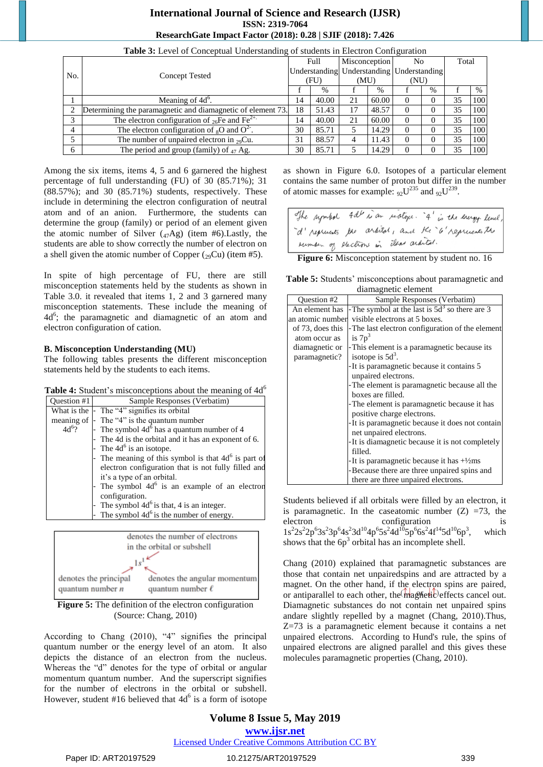**Table 3:** Level of Conceptual Understanding of students in Electron Configuration

| No. | Concept Tested | Full Understanding (FU) | | Misconception Understanding (MU) | | No Understanding (NU) | | Total | |
|---|---|---|---|---|---|---|---|---|---|
| | | f | % | f | % | f | % | f | % |
| 1 | Meaning of $4d^6$. | 14 | 40.00 | 21 | 60.00 | 0 | 0 | 35 | 100 |
| 2 | Determining the paramagnetic and diamagnetic of element 73. | 18 | 51.43 | 17 | 48.57 | 0 | 0 | 35 | 100 |
| 3 | The electron configuration of $_{26}Fe$ and $Fe^{2+}$. | 14 | 40.00 | 21 | 60.00 | 0 | 0 | 35 | 100 |
| 4 | The electron configuration of $_{8}O$ and $O^{2-}$. | 30 | 85.71 | 5 | 14.29 | 0 | 0 | 35 | 100 |
| 5 | The number of unpaired electron in $_{29}Cu$. | 31 | 88.57 | 4 | 11.43 | 0 | 0 | 35 | 100 |
| 6 | The period and group (family) of $_{47}$ Ag. | 30 | 85.71 | 5 | 14.29 | 0 | 0 | 35 | 100 |

Among the six items, items 4, 5 and 6 garnered the highest percentage of full understanding (FU) of 30 (85.71%); 31 (88.57%); and 30 (85.71%) students, respectively. These include in determining the electron configuration of neutral atom and of an anion. Furthermore, the students can determine the group (family) or period of an element given the atomic number of Silver ($_{47}$Ag) (item #6).Lastly, the students are able to show correctly the number of electron on a shell given the atomic number of Copper ($_{29}$Cu) (item #5).

In spite of high percentage of FU, there are still misconception statements held by the students as shown in Table 3.0. it revealed that items 1, 2 and 3 garnered many misconception statements. These include the meaning of $4d^6$; the paramagnetic and diamagnetic of an atom and electron configuration of cation.

**B. Misconception Understanding (MU)**

The following tables presents the different misconception statements held by the students to each items.

**Table 4:** Student's misconceptions about the meaning of $4d^6$

| Question #1 | Sample Responses (Verbatim) |
|---|---|
| What is the meaning of $4d^6$? | - The "4" signifies its orbital<br>- The "4" is the quantum number<br>- The symbol $4d^6$ has a quantum number of 4<br>- The 4d is the orbital and it has an exponent of 6.<br>- The $4d^6$ is an isotope.<br>- The meaning of this symbol is that $4d^6$ is part of electron configuration that is not fully filled and it's a type of an orbital.<br>- The symbol $4d^6$ is an example of an electron configuration.<br>- The symbol $4d^6$ is that, 4 is an integer.<br>- The symbol $4d^6$ is the number of energy. |

denotes the number of electrons in the orbital or subshell

$1s^1$

denotes the principal quantum number $n$ — denotes the angular momentum quantum number $\ell$

**Figure 5:** The definition of the electron configuration (Source: Chang, 2010)

According to Chang (2010), "4" signifies the principal quantum number or the energy level of an atom. It also depicts the distance of an electron from the nucleus. Whereas the "d" denotes for the type of orbital or angular momentum quantum number. And the superscript signifies for the number of electrons in the orbital or subshell. However, student #16 believed that $4d^6$ is a form of isotope as shown in Figure 6.0. Isotopes of a particular element contains the same number of proton but differ in the number of atomic masses for example: $_{92}U^{235}$ and $_{92}U^{239}$.

The symbol $4d^6$ is an isotope. '4' is the energy level, 'd' represents the orbital, and the '6' represents the number of electrons in that orbital.

**Figure 6:** Misconception statement by student no. 16

**Table 5:** Students' misconceptions about paramagnetic and diamagnetic element

| Question #2 | Sample Responses (Verbatim) |
|---|---|
| An element has an atomic number of 73, does this atom occur as diamagnetic or paramagnetic? | -The symbol at the last is $5d^3$ so there are 3 visible electrons at 5 boxes.<br>-The last electron configuration of the element is $7p^3$<br>-This element is a paramagnetic because its isotope is $5d^3$.<br>-It is paramagnetic because it contains 5 unpaired electrons.<br>-The element is paramagnetic because all the boxes are filled.<br>-The element is paramagnetic because it has positive charge electrons.<br>-It is paramagnetic because it does not contain net unpaired electrons.<br>-It is diamagnetic because it is not completely filled.<br>-It is paramagnetic because it has +½ms<br>-Because there are three unpaired spins and there are three unpaired electrons. |

Students believed if all orbitals were filled by an electron, it is paramagnetic. In the caseatomic number (Z) =73, the electron configuration is $1s^2 2s^2 2p^6 3s^2 3p^6 4s^2 3d^{10} 4p^6 5s^2 4d^{10} 5p^6 6s^2 4f^{14} 5d^{10} 6p^3$, which shows that the $6p^3$ orbital has an incomplete shell.

Chang (2010) explained that paramagnetic substances are those that contain net unpairedspins and are attracted by a magnet. On the other hand, if the electron spins are paired, or antiparallel to each other, the magnetic effects cancel out. Diamagnetic substances do not contain net unpaired spins andare slightly repelled by a magnet (Chang, 2010).Thus, Z=73 is a paramagnetic element because it contains a net unpaired electrons. According to Hund's rule, the spins of unpaired electrons are aligned parallel and this gives these molecules paramagnetic properties (Chang, 2010).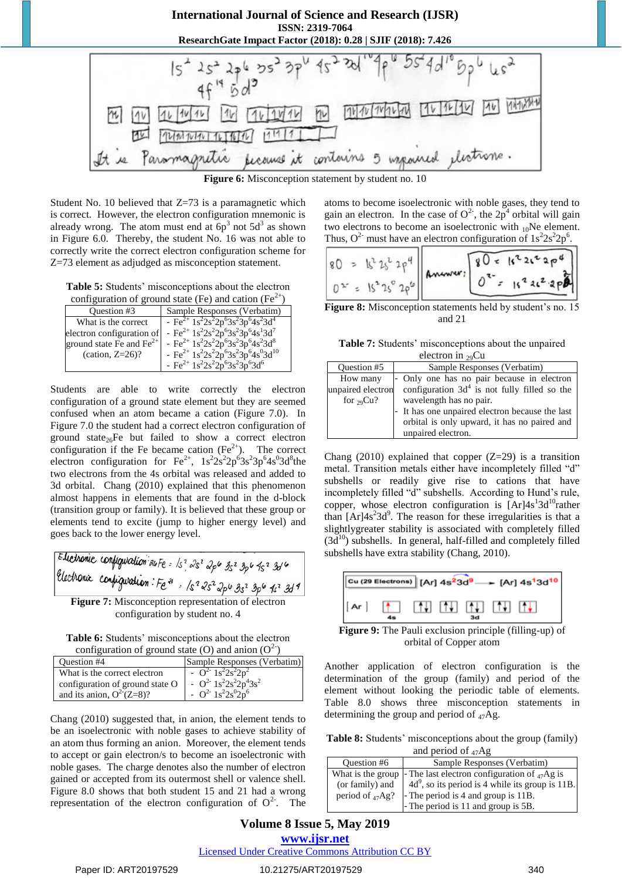Figure 6: Misconception statement by student no. 10

Student No. 10 believed that Z=73 is a paramagnetic which is correct. However, the electron configuration mnemonic is already wrong. The atom must end at $6p^3$ not $5d^3$ as shown in Figure 6.0. Thereby, the student No. 16 was not able to correctly write the correct electron configuration scheme for Z=73 element as adjudged as misconception statement.

**Table 5:** Students' misconceptions about the electron configuration of ground state (Fe) and cation ($Fe^{2+}$)

| Question #3 | Sample Responses (Verbatim) |
|---|---|
| What is the correct electron configuration of ground state Fe and $Fe^{2+}$ (cation, Z=26)? | - $Fe^{2+}$ $1s^2 2s^2 2p^6 3s^2 3p^6 4s^2 3d^4$<br>- $Fe^{2+}$ $1s^2 2s^2 2p^6 3s^2 3p^6 4s^1 3d^7$<br>- $Fe^{2+}$ $1s^2 2s^2 2p^6 3s^2 3p^6 4s^2 3d^8$<br>- $Fe^{2+}$ $1s^2 2s^2 2p^6 3s^2 3p^6 4s^0 3d^{10}$<br>- $Fe^{2+}$ $1s^2 2s^2 2p^6 3s^2 3p^6 3d^6$ |

Students are able to write correctly the electron configuration of a ground state element but they are seemed confused when an atom became a cation (Figure 7.0). In Figure 7.0 the student had a correct electron configuration of ground state$_{26}$Fe but failed to show a correct electron configuration if the Fe became cation ($Fe^{2+}$). The correct electron configuration for $Fe^{2+}$, $1s^2 2s^2 2p^6 3s^2 3p^6 4s^0 3d^8$the two electrons from the 4s orbital was released and added to 3d orbital. Chang (2010) explained that this phenomenon almost happens in elements that are found in the d-block (transition group or family). It is believed that these group or elements tend to excite (jump to higher energy level) and goes back to the lower energy level.

Figure 7: Misconception representation of electron configuration by student no. 4

**Table 6:** Students' misconceptions about the electron configuration of ground state (O) and anion ($O^{2-}$)

| Question #4 | Sample Responses (Verbatim) |
|---|---|
| What is the correct electron configuration of ground state O and its anion, $O^{2-}$(Z=8)? | - $O^{2-}$ $1s^2 2s^2 2p^2$<br>- $O^{2-}$ $1s^2 2s^2 2p^4 3s^2$<br>- $O^{2-}$ $1s^2 2s^0 2p^6$ |

Chang (2010) suggested that, in anion, the element tends to be an isoelectronic with noble gases to achieve stability of an atom thus forming an anion. Moreover, the element tends to accept or gain electron/s to become an isoelectronic with noble gases. The charge denotes also the number of electron gained or accepted from its outermost shell or valence shell. Figure 8.0 shows that both student 15 and 21 had a wrong representation of the electron configuration of $O^{2-}$. The atoms to become isoelectronic with noble gases, they tend to gain an electron. In the case of $O^{2-}$, the $2p^4$ orbital will gain two electrons to become an isoelectronic with $_{10}$Ne element. Thus, $O^{2-}$ must have an electron configuration of $1s^2 2s^2 2p^6$.

Figure 8: Misconception statements held by student's no. 15 and 21

**Table 7:** Students' misconceptions about the unpaired electron in $_{29}$Cu

| Question #5 | Sample Responses (Verbatim) |
|---|---|
| How many unpaired electron for $_{29}$Cu? | - Only one has no pair because in electron configuration $3d^4$ is not fully filled so the wavelength has no pair.<br>- It has one unpaired electron because the last orbital is only upward, it has no paired and unpaired electron. |

Chang (2010) explained that copper (Z=29) is a transition metal. Transition metals either have incompletely filled "d" subshells or readily give rise to cations that have incompletely filled "d" subshells. According to Hund's rule, copper, whose electron configuration is $[Ar]4s^1 3d^{10}$rather than $[Ar]4s^2 3d^9$. The reason for these irregularities is that a slightlygreater stability is associated with completely filled ($3d^{10}$) subshells. In general, half-filled and completely filled subshells have extra stability (Chang, 2010).

Figure 9: The Pauli exclusion principle (filling-up) of orbital of Copper atom

Another application of electron configuration is the determination of the group (family) and period of the element without looking the periodic table of elements. Table 8.0 shows three misconception statements in determining the group and period of $_{47}$Ag.

**Table 8:** Students' misconceptions about the group (family) and period of $_{47}$Ag

| Question #6 | Sample Responses (Verbatim) |
|---|---|
| What is the group (or family) and period of $_{47}$Ag? | - The last electron configuration of $_{47}$Ag is $4d^9$, so its period is 4 while its group is 11B.<br>- The period is 4 and group is 11B.<br>- The period is 11 and group is 5B. |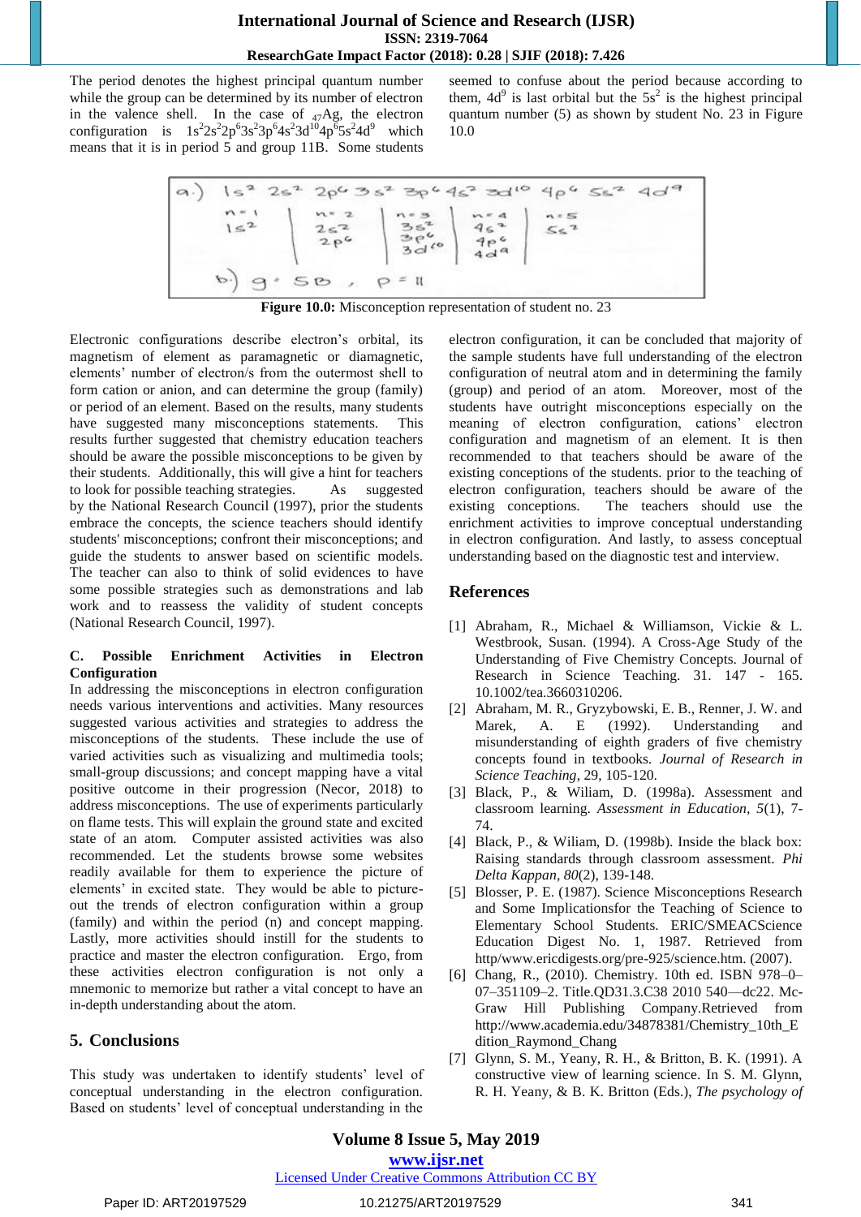The period denotes the highest principal quantum number while the group can be determined by its number of electron in the valence shell. In the case of $_{47}Ag$, the electron configuration is $1s^2 2s^2 2p^6 3s^2 3p^6 4s^2 3d^{10} 4p^6 5s^2 4d^9$ which means that it is in period 5 and group 11B. Some students seemed to confuse about the period because according to them, $4d^9$ is last orbital but the $5s^2$ is the highest principal quantum number (5) as shown by student No. 23 in Figure 10.0

**Figure 10.0:** Misconception representation of student no. 23

Electronic configurations describe electron's orbital, its magnetism of element as paramagnetic or diamagnetic, elements' number of electron/s from the outermost shell to form cation or anion, and can determine the group (family) or period of an element. Based on the results, many students have suggested many misconceptions statements. This results further suggested that chemistry education teachers should be aware the possible misconceptions to be given by their students. Additionally, this will give a hint for teachers to look for possible teaching strategies. As suggested by the National Research Council (1997), prior the students embrace the concepts, the science teachers should identify students' misconceptions; confront their misconceptions; and guide the students to answer based on scientific models. The teacher can also to think of solid evidences to have some possible strategies such as demonstrations and lab work and to reassess the validity of student concepts (National Research Council, 1997).

**C. Possible Enrichment Activities in Electron Configuration**

In addressing the misconceptions in electron configuration needs various interventions and activities. Many resources suggested various activities and strategies to address the misconceptions of the students. These include the use of varied activities such as visualizing and multimedia tools; small-group discussions; and concept mapping have a vital positive outcome in their progression (Necor, 2018) to address misconceptions. The use of experiments particularly on flame tests. This will explain the ground state and excited state of an atom. Computer assisted activities was also recommended. Let the students browse some websites readily available for them to experience the picture of elements' in excited state. They would be able to picture-out the trends of electron configuration within a group (family) and within the period (n) and concept mapping. Lastly, more activities should instill for the students to practice and master the electron configuration. Ergo, from these activities electron configuration is not only a mnemonic to memorize but rather a vital concept to have an in-depth understanding about the atom.

## 5. Conclusions

This study was undertaken to identify students' level of conceptual understanding in the electron configuration. Based on students' level of conceptual understanding in the electron configuration, it can be concluded that majority of the sample students have full understanding of the electron configuration of neutral atom and in determining the family (group) and period of an atom. Moreover, most of the students have outright misconceptions especially on the meaning of electron configuration, cations' electron configuration and magnetism of an element. It is then recommended to that teachers should be aware of the existing conceptions of the students. prior to the teaching of electron configuration, teachers should be aware of the existing conceptions. The teachers should use the enrichment activities to improve conceptual understanding in electron configuration. And lastly, to assess conceptual understanding based on the diagnostic test and interview.

## References

[1] Abraham, R., Michael & Williamson, Vickie & L. Westbrook, Susan. (1994). A Cross-Age Study of the Understanding of Five Chemistry Concepts. Journal of Research in Science Teaching. 31. 147 - 165. 10.1002/tea.3660310206.

[2] Abraham, M. R., Gryzybowski, E. B., Renner, J. W. and Marek, A. E (1992). Understanding and misunderstanding of eighth graders of five chemistry concepts found in textbooks. *Journal of Research in Science Teaching*, 29, 105-120.

[3] Black, P., & Wiliam, D. (1998a). Assessment and classroom learning. *Assessment in Education, 5*(1), 7-74.

[4] Black, P., & Wiliam, D. (1998b). Inside the black box: Raising standards through classroom assessment. *Phi Delta Kappan, 80*(2), 139-148.

[5] Blosser, P. E. (1987). Science Misconceptions Research and Some Implicationsfor the Teaching of Science to Elementary School Students. ERIC/SMEACScience Education Digest No. 1, 1987. Retrieved from http/www.ericdigests.org/pre-925/science.htm. (2007).

[6] Chang, R., (2010). Chemistry. 10th ed. ISBN 978–0–07–351109–2. Title.QD31.3.C38 2010 540—dc22. Mc-Graw Hill Publishing Company.Retrieved from http://www.academia.edu/34878381/Chemistry_10th_Edition_Raymond_Chang

[7] Glynn, S. M., Yeany, R. H., & Britton, B. K. (1991). A constructive view of learning science. In S. M. Glynn, R. H. Yeany, & B. K. Britton (Eds.), *The psychology of*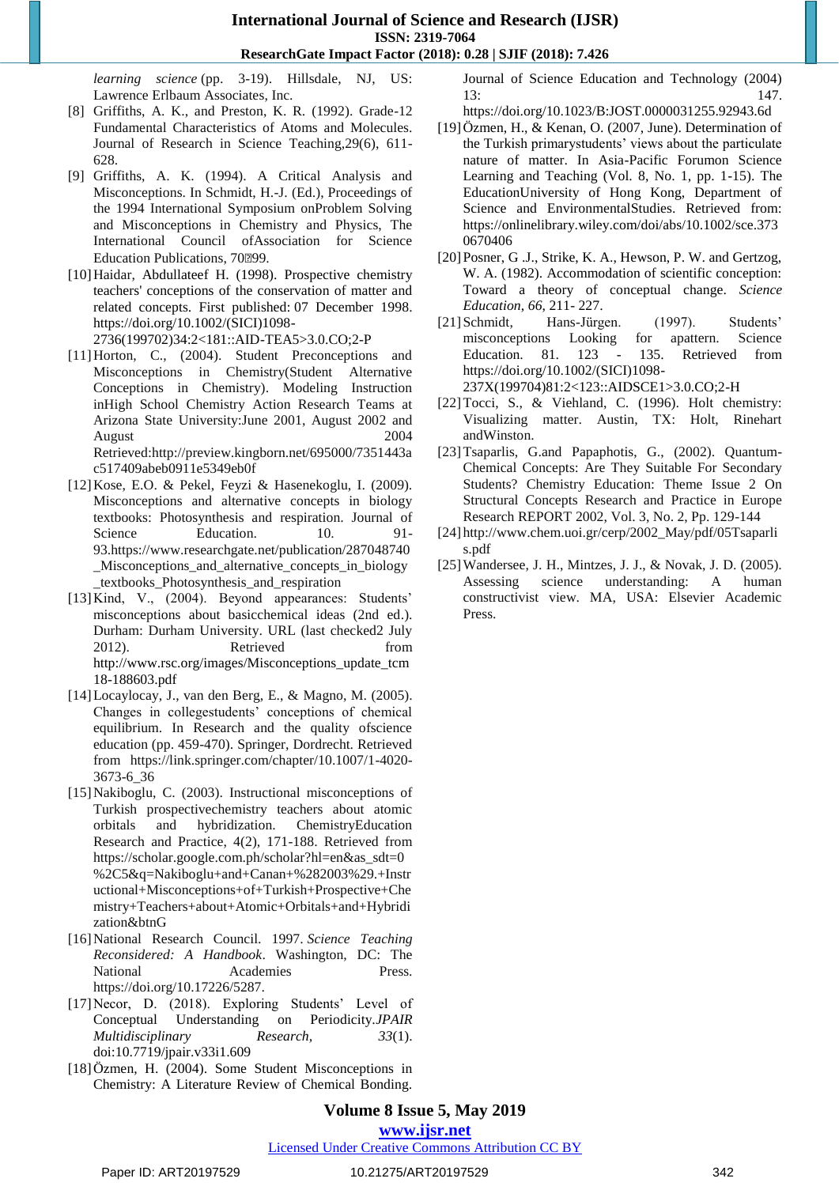*learning science* (pp. 3-19). Hillsdale, NJ, US: Lawrence Erlbaum Associates, Inc.

[8] Griffiths, A. K., and Preston, K. R. (1992). Grade-12 Fundamental Characteristics of Atoms and Molecules. Journal of Research in Science Teaching,29(6), 611-628.

[9] Griffiths, A. K. (1994). A Critical Analysis and Misconceptions. In Schmidt, H.-J. (Ed.), Proceedings of the 1994 International Symposium onProblem Solving and Misconceptions in Chemistry and Physics, The International Council ofAssociation for Science Education Publications, 70?99.

[10] Haidar, Abdullateef H. (1998). Prospective chemistry teachers' conceptions of the conservation of matter and related concepts. First published: 07 December 1998. https://doi.org/10.1002/(SICI)1098-2736(199702)34:2<181::AID-TEA5>3.0.CO;2-P

[11] Horton, C., (2004). Student Preconceptions and Misconceptions in Chemistry(Student Alternative Conceptions in Chemistry). Modeling Instruction inHigh School Chemistry Action Research Teams at Arizona State University:June 2001, August 2002 and August 2004 Retrieved:http://preview.kingborn.net/695000/7351443ac517409abeb0911e5349eb0f

[12] Kose, E.O. & Pekel, Feyzi & Hasenekoglu, I. (2009). Misconceptions and alternative concepts in biology textbooks: Photosynthesis and respiration. Journal of Science Education. 10. 91-93.https://www.researchgate.net/publication/287048740_Misconceptions_and_alternative_concepts_in_biology_textbooks_Photosynthesis_and_respiration

[13] Kind, V., (2004). Beyond appearances: Students' misconceptions about basicchemical ideas (2nd ed.). Durham: Durham University. URL (last checked2 July 2012). Retrieved from http://www.rsc.org/images/Misconceptions_update_tcm18-188603.pdf

[14] Locaylocay, J., van den Berg, E., & Magno, M. (2005). Changes in collegestudents' conceptions of chemical equilibrium. In Research and the quality ofscience education (pp. 459-470). Springer, Dordrecht. Retrieved from https://link.springer.com/chapter/10.1007/1-4020-3673-6_36

[15] Nakiboglu, C. (2003). Instructional misconceptions of Turkish prospectivechemistry teachers about atomic orbitals and hybridization. ChemistryEducation Research and Practice, 4(2), 171-188. Retrieved from https://scholar.google.com.ph/scholar?hl=en&as_sdt=0%2C5&q=Nakiboglu+and+Canan+%282003%29.+Instructional+Misconceptions+of+Turkish+Prospective+Chemistry+Teachers+about+Atomic+Orbitals+and+Hybridization&btnG

[16] National Research Council. 1997. *Science Teaching Reconsidered: A Handbook*. Washington, DC: The National Academies Press. https://doi.org/10.17226/5287.

[17] Necor, D. (2018). Exploring Students' Level of Conceptual Understanding on Periodicity.*JPAIR Multidisciplinary Research*, *33*(1). doi:10.7719/jpair.v33i1.609

[18] Özmen, H. (2004). Some Student Misconceptions in Chemistry: A Literature Review of Chemical Bonding. Journal of Science Education and Technology (2004) 13: 147. https://doi.org/10.1023/B:JOST.0000031255.92943.6d

[19] Özmen, H., & Kenan, O. (2007, June). Determination of the Turkish primarystudents' views about the particulate nature of matter. In Asia-Pacific Forumon Science Learning and Teaching (Vol. 8, No. 1, pp. 1-15). The EducationUniversity of Hong Kong, Department of Science and EnvironmentalStudies. Retrieved from: https://onlinelibrary.wiley.com/doi/abs/10.1002/sce.3730670406

[20] Posner, G .J., Strike, K. A., Hewson, P. W. and Gertzog, W. A. (1982). Accommodation of scientific conception: Toward a theory of conceptual change. *Science Education*, *66*, 211- 227.

[21] Schmidt, Hans-Jürgen. (1997). Students' misconceptions Looking for apattern. Science Education. 81. 123 - 135. Retrieved from https://doi.org/10.1002/(SICI)1098-237X(199704)81:2<123::AIDSCE1>3.0.CO;2-H

[22] Tocci, S., & Viehland, C. (1996). Holt chemistry: Visualizing matter. Austin, TX: Holt, Rinehart andWinston.

[23] Tsaparlis, G.and Papaphotis, G., (2002). Quantum-Chemical Concepts: Are They Suitable For Secondary Students? Chemistry Education: Theme Issue 2 On Structural Concepts Research and Practice in Europe Research REPORT 2002, Vol. 3, No. 2, Pp. 129-144

[24] http://www.chem.uoi.gr/cerp/2002_May/pdf/05Tsaparlis.pdf

[25] Wandersee, J. H., Mintzes, J. J., & Novak, J. D. (2005). Assessing science understanding: A human constructivist view. MA, USA: Elsevier Academic Press.